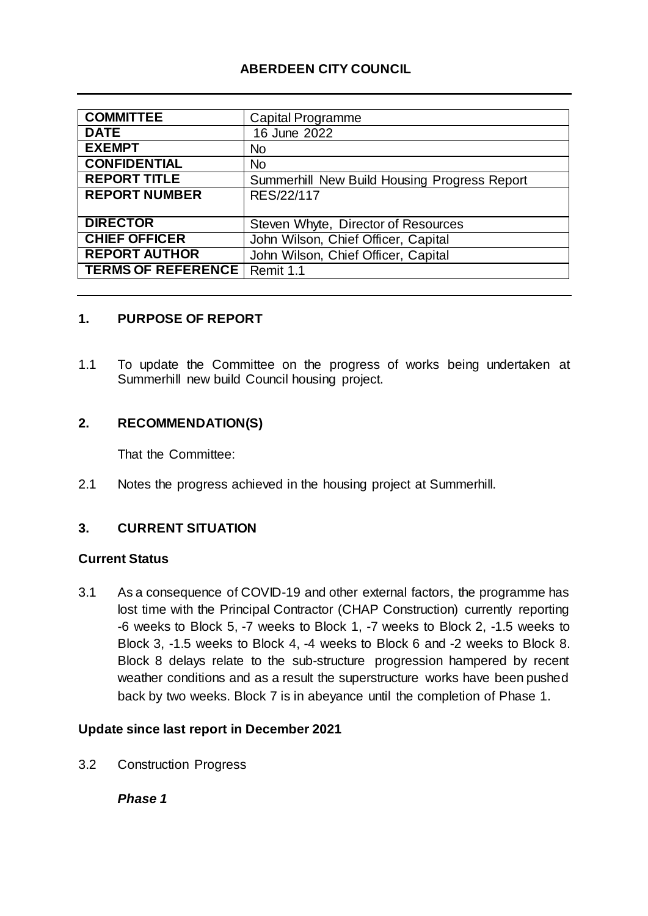# ABERDEEN CITY COUNCIL

| COMMITTEE | Capital Programme |
|---|---|
| DATE | 16 June 2022 |
| EXEMPT | No |
| CONFIDENTIAL | No |
| REPORT TITLE | Summerhill New Build Housing Progress Report |
| REPORT NUMBER | RES/22/117 |
| DIRECTOR | Steven Whyte, Director of Resources |
| CHIEF OFFICER | John Wilson, Chief Officer, Capital |
| REPORT AUTHOR | John Wilson, Chief Officer, Capital |
| TERMS OF REFERENCE | Remit 1.1 |

## 1. PURPOSE OF REPORT

1.1 To update the Committee on the progress of works being undertaken at Summerhill new build Council housing project.

## 2. RECOMMENDATION(S)

That the Committee:

2.1 Notes the progress achieved in the housing project at Summerhill.

## 3. CURRENT SITUATION

### Current Status

3.1 As a consequence of COVID-19 and other external factors, the programme has lost time with the Principal Contractor (CHAP Construction) currently reporting -6 weeks to Block 5, -7 weeks to Block 1, -7 weeks to Block 2, -1.5 weeks to Block 3, -1.5 weeks to Block 4, -4 weeks to Block 6 and -2 weeks to Block 8. Block 8 delays relate to the sub-structure progression hampered by recent weather conditions and as a result the superstructure works have been pushed back by two weeks. Block 7 is in abeyance until the completion of Phase 1.

### Update since last report in December 2021

3.2 Construction Progress

***Phase 1***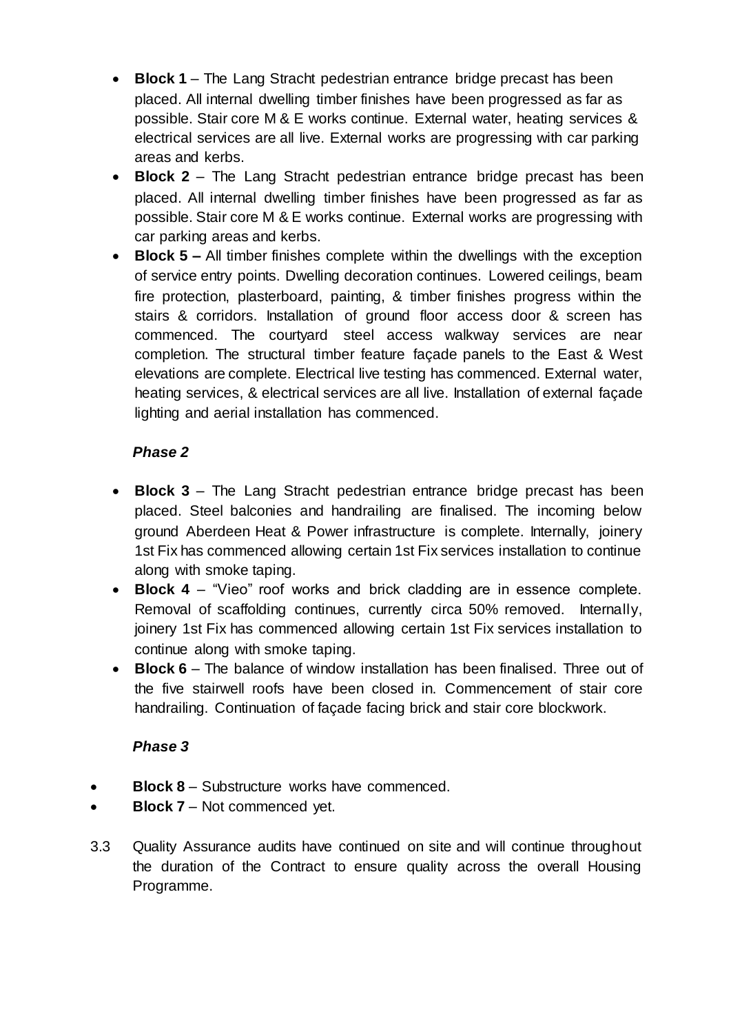- **Block 1** – The Lang Stracht pedestrian entrance bridge precast has been placed. All internal dwelling timber finishes have been progressed as far as possible. Stair core M & E works continue. External water, heating services & electrical services are all live. External works are progressing with car parking areas and kerbs.
- **Block 2** – The Lang Stracht pedestrian entrance bridge precast has been placed. All internal dwelling timber finishes have been progressed as far as possible. Stair core M & E works continue. External works are progressing with car parking areas and kerbs.
- **Block 5 –** All timber finishes complete within the dwellings with the exception of service entry points. Dwelling decoration continues. Lowered ceilings, beam fire protection, plasterboard, painting, & timber finishes progress within the stairs & corridors. Installation of ground floor access door & screen has commenced. The courtyard steel access walkway services are near completion. The structural timber feature façade panels to the East & West elevations are complete. Electrical live testing has commenced. External water, heating services, & electrical services are all live. Installation of external façade lighting and aerial installation has commenced.

***Phase 2***

- **Block 3** – The Lang Stracht pedestrian entrance bridge precast has been placed. Steel balconies and handrailing are finalised. The incoming below ground Aberdeen Heat & Power infrastructure is complete. Internally, joinery 1st Fix has commenced allowing certain 1st Fix services installation to continue along with smoke taping.
- **Block 4** – "Vieo" roof works and brick cladding are in essence complete. Removal of scaffolding continues, currently circa 50% removed. Internally, joinery 1st Fix has commenced allowing certain 1st Fix services installation to continue along with smoke taping.
- **Block 6** – The balance of window installation has been finalised. Three out of the five stairwell roofs have been closed in. Commencement of stair core handrailing. Continuation of façade facing brick and stair core blockwork.

***Phase 3***

- **Block 8** – Substructure works have commenced.
- **Block 7** – Not commenced yet.

3.3 Quality Assurance audits have continued on site and will continue throughout the duration of the Contract to ensure quality across the overall Housing Programme.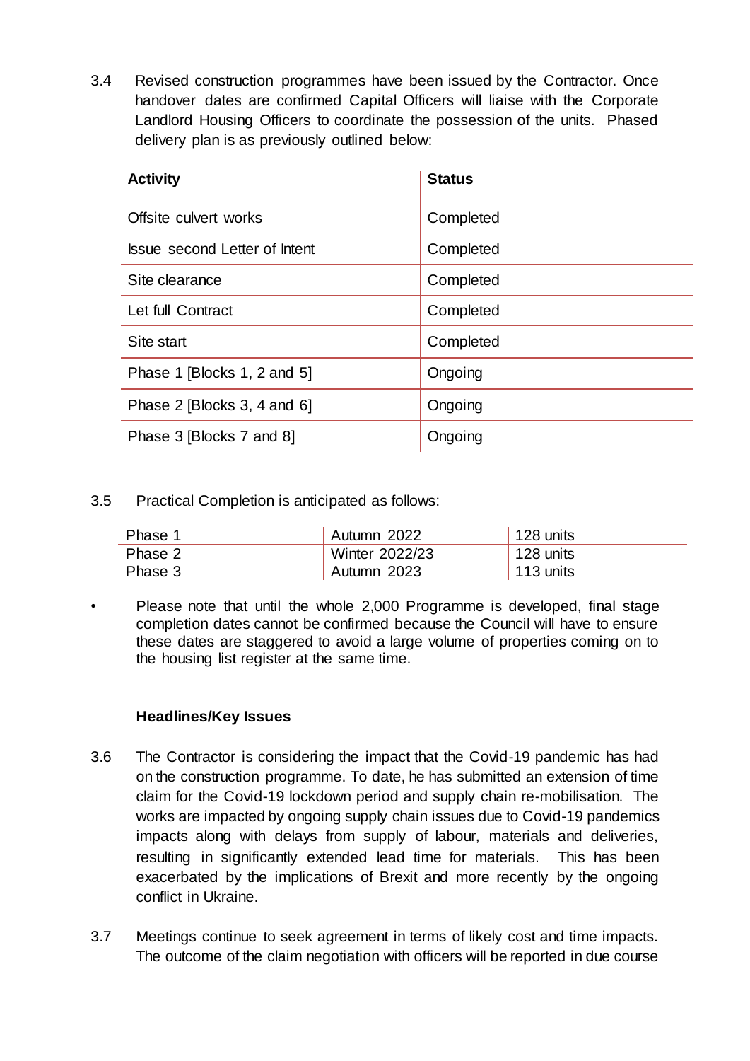3.4 Revised construction programmes have been issued by the Contractor. Once handover dates are confirmed Capital Officers will liaise with the Corporate Landlord Housing Officers to coordinate the possession of the units. Phased delivery plan is as previously outlined below:

| **Activity** | **Status** |
|---|---|
| Offsite culvert works | Completed |
| Issue second Letter of Intent | Completed |
| Site clearance | Completed |
| Let full Contract | Completed |
| Site start | Completed |
| Phase 1 [Blocks 1, 2 and 5] | Ongoing |
| Phase 2 [Blocks 3, 4 and 6] | Ongoing |
| Phase 3 [Blocks 7 and 8] | Ongoing |

3.5 Practical Completion is anticipated as follows:

| | | |
|---|---|---|
| Phase 1 | Autumn 2022 | 128 units |
| Phase 2 | Winter 2022/23 | 128 units |
| Phase 3 | Autumn 2023 | 113 units |

- Please note that until the whole 2,000 Programme is developed, final stage completion dates cannot be confirmed because the Council will have to ensure these dates are staggered to avoid a large volume of properties coming on to the housing list register at the same time.

**Headlines/Key Issues**

3.6 The Contractor is considering the impact that the Covid-19 pandemic has had on the construction programme. To date, he has submitted an extension of time claim for the Covid-19 lockdown period and supply chain re-mobilisation. The works are impacted by ongoing supply chain issues due to Covid-19 pandemics impacts along with delays from supply of labour, materials and deliveries, resulting in significantly extended lead time for materials. This has been exacerbated by the implications of Brexit and more recently by the ongoing conflict in Ukraine.

3.7 Meetings continue to seek agreement in terms of likely cost and time impacts. The outcome of the claim negotiation with officers will be reported in due course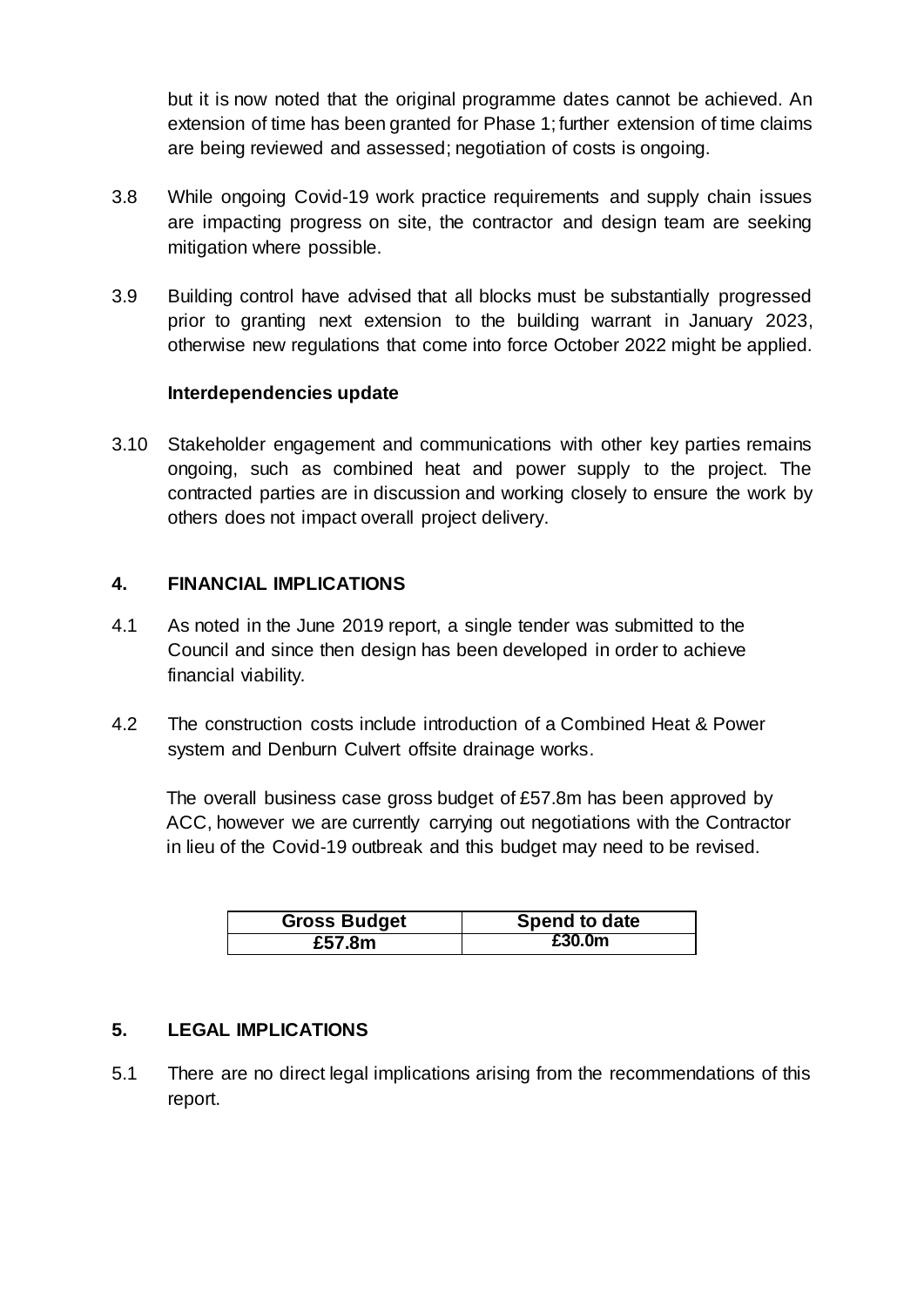but it is now noted that the original programme dates cannot be achieved. An extension of time has been granted for Phase 1; further extension of time claims are being reviewed and assessed; negotiation of costs is ongoing.

3.8 While ongoing Covid-19 work practice requirements and supply chain issues are impacting progress on site, the contractor and design team are seeking mitigation where possible.

3.9 Building control have advised that all blocks must be substantially progressed prior to granting next extension to the building warrant in January 2023, otherwise new regulations that come into force October 2022 might be applied.

**Interdependencies update**

3.10 Stakeholder engagement and communications with other key parties remains ongoing, such as combined heat and power supply to the project. The contracted parties are in discussion and working closely to ensure the work by others does not impact overall project delivery.

## 4. FINANCIAL IMPLICATIONS

4.1 As noted in the June 2019 report, a single tender was submitted to the Council and since then design has been developed in order to achieve financial viability.

4.2 The construction costs include introduction of a Combined Heat & Power system and Denburn Culvert offsite drainage works.

The overall business case gross budget of £57.8m has been approved by ACC, however we are currently carrying out negotiations with the Contractor in lieu of the Covid-19 outbreak and this budget may need to be revised.

| Gross Budget | Spend to date |
|---|---|
| £57.8m | £30.0m |

## 5. LEGAL IMPLICATIONS

5.1 There are no direct legal implications arising from the recommendations of this report.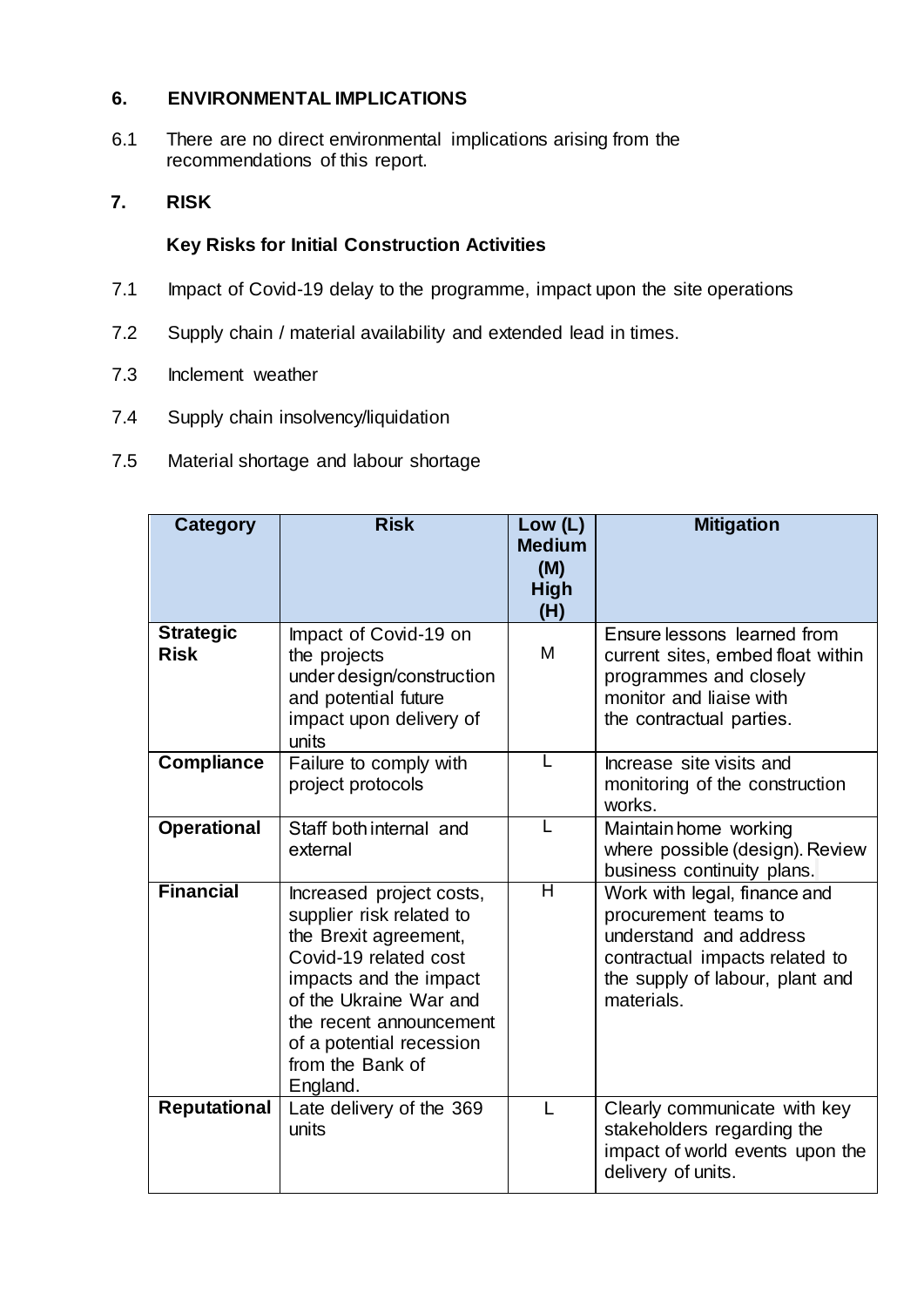## 6. ENVIRONMENTAL IMPLICATIONS

6.1 There are no direct environmental implications arising from the recommendations of this report.

## 7. RISK

### Key Risks for Initial Construction Activities

7.1 Impact of Covid-19 delay to the programme, impact upon the site operations

7.2 Supply chain / material availability and extended lead in times.

7.3 Inclement weather

7.4 Supply chain insolvency/liquidation

7.5 Material shortage and labour shortage

| Category | Risk | Low (L) Medium (M) High (H) | Mitigation |
|---|---|---|---|
| **Strategic Risk** | Impact of Covid-19 on the projects under design/construction and potential future impact upon delivery of units | M | Ensure lessons learned from current sites, embed float within programmes and closely monitor and liaise with the contractual parties. |
| **Compliance** | Failure to comply with project protocols | L | Increase site visits and monitoring of the construction works. |
| **Operational** | Staff both internal and external | L | Maintain home working where possible (design). Review business continuity plans. |
| **Financial** | Increased project costs, supplier risk related to the Brexit agreement, Covid-19 related cost impacts and the impact of the Ukraine War and the recent announcement of a potential recession from the Bank of England. | H | Work with legal, finance and procurement teams to understand and address contractual impacts related to the supply of labour, plant and materials. |
| **Reputational** | Late delivery of the 369 units | L | Clearly communicate with key stakeholders regarding the impact of world events upon the delivery of units. |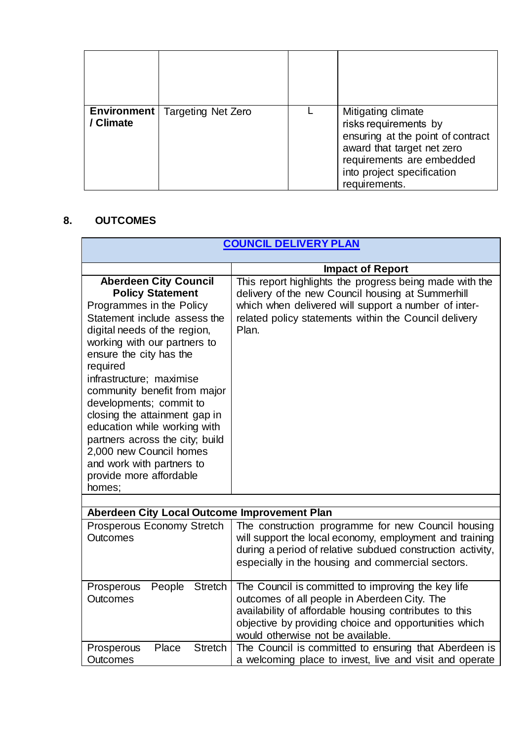| | | | |
|---|---|---|---|
| | | | |
| **Environment / Climate** | Targeting Net Zero | L | Mitigating climate risks requirements by ensuring at the point of contract award that target net zero requirements are embedded into project specification requirements. |

## 8. OUTCOMES

| COUNCIL DELIVERY PLAN | |
|---|---|
| | **Impact of Report** |
| **Aberdeen City Council Policy Statement**<br>Programmes in the Policy Statement include assess the digital needs of the region, working with our partners to ensure the city has the required infrastructure; maximise community benefit from major developments; commit to closing the attainment gap in education while working with partners across the city; build 2,000 new Council homes and work with partners to provide more affordable homes; | This report highlights the progress being made with the delivery of the new Council housing at Summerhill which when delivered will support a number of inter-related policy statements within the Council delivery Plan. |
| | |
| **Aberdeen City Local Outcome Improvement Plan** | |
| Prosperous Economy Stretch Outcomes | The construction programme for new Council housing will support the local economy, employment and training during a period of relative subdued construction activity, especially in the housing and commercial sectors. |
| Prosperous People Stretch Outcomes | The Council is committed to improving the key life outcomes of all people in Aberdeen City. The availability of affordable housing contributes to this objective by providing choice and opportunities which would otherwise not be available. |
| Prosperous Place Stretch Outcomes | The Council is committed to ensuring that Aberdeen is a welcoming place to invest, live and visit and operate |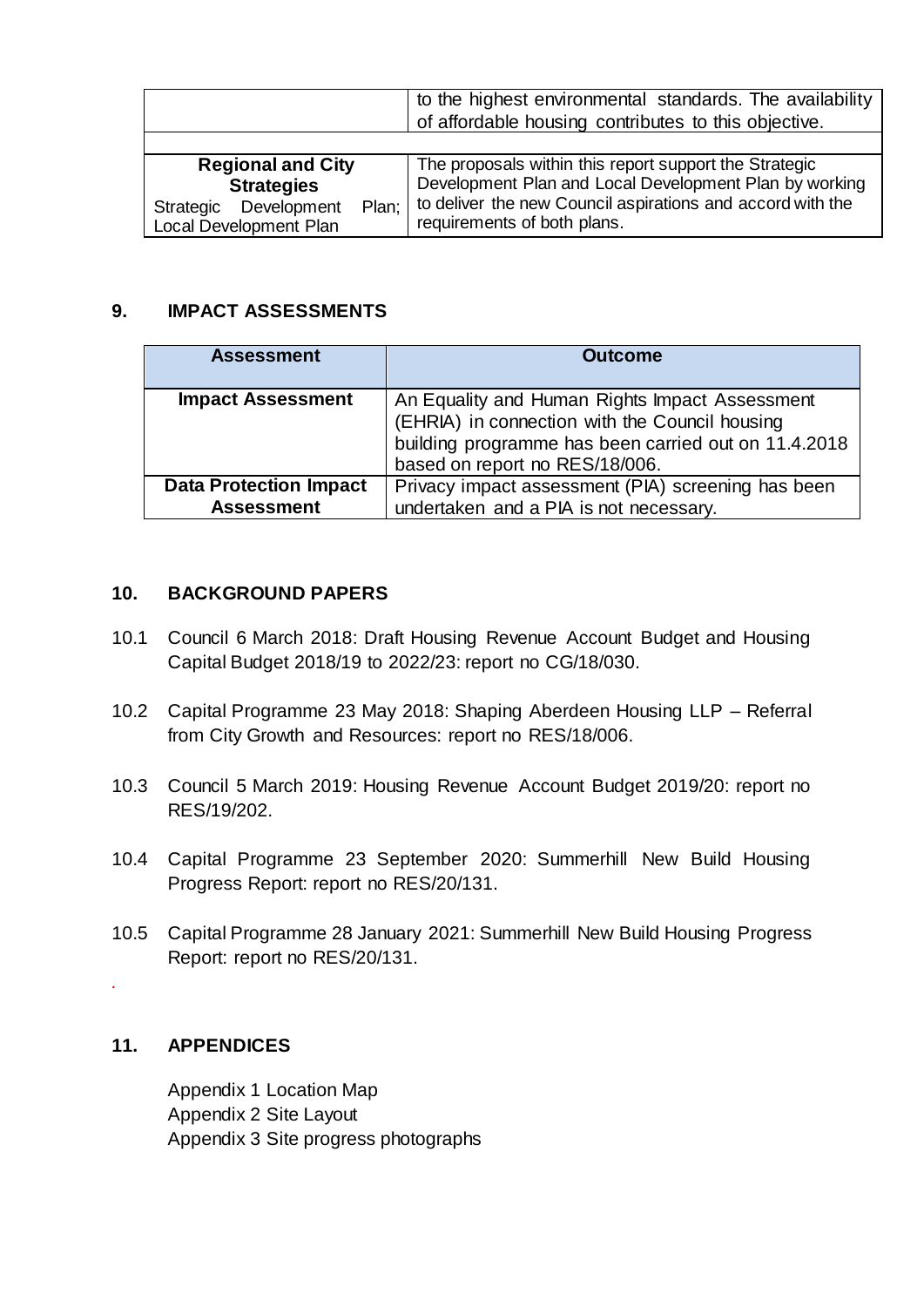| | |
|---|---|
| | to the highest environmental standards. The availability of affordable housing contributes to this objective. |
| | |
| **Regional and City Strategies** Strategic Development Plan; Local Development Plan | The proposals within this report support the Strategic Development Plan and Local Development Plan by working to deliver the new Council aspirations and accord with the requirements of both plans. |

## 9. IMPACT ASSESSMENTS

| Assessment | Outcome |
|---|---|
| **Impact Assessment** | An Equality and Human Rights Impact Assessment (EHRIA) in connection with the Council housing building programme has been carried out on 11.4.2018 based on report no RES/18/006. |
| **Data Protection Impact Assessment** | Privacy impact assessment (PIA) screening has been undertaken and a PIA is not necessary. |

## 10. BACKGROUND PAPERS

10.1 Council 6 March 2018: Draft Housing Revenue Account Budget and Housing Capital Budget 2018/19 to 2022/23: report no CG/18/030.

10.2 Capital Programme 23 May 2018: Shaping Aberdeen Housing LLP – Referral from City Growth and Resources: report no RES/18/006.

10.3 Council 5 March 2019: Housing Revenue Account Budget 2019/20: report no RES/19/202.

10.4 Capital Programme 23 September 2020: Summerhill New Build Housing Progress Report: report no RES/20/131.

10.5 Capital Programme 28 January 2021: Summerhill New Build Housing Progress Report: report no RES/20/131.

## 11. APPENDICES

Appendix 1 Location Map
Appendix 2 Site Layout
Appendix 3 Site progress photographs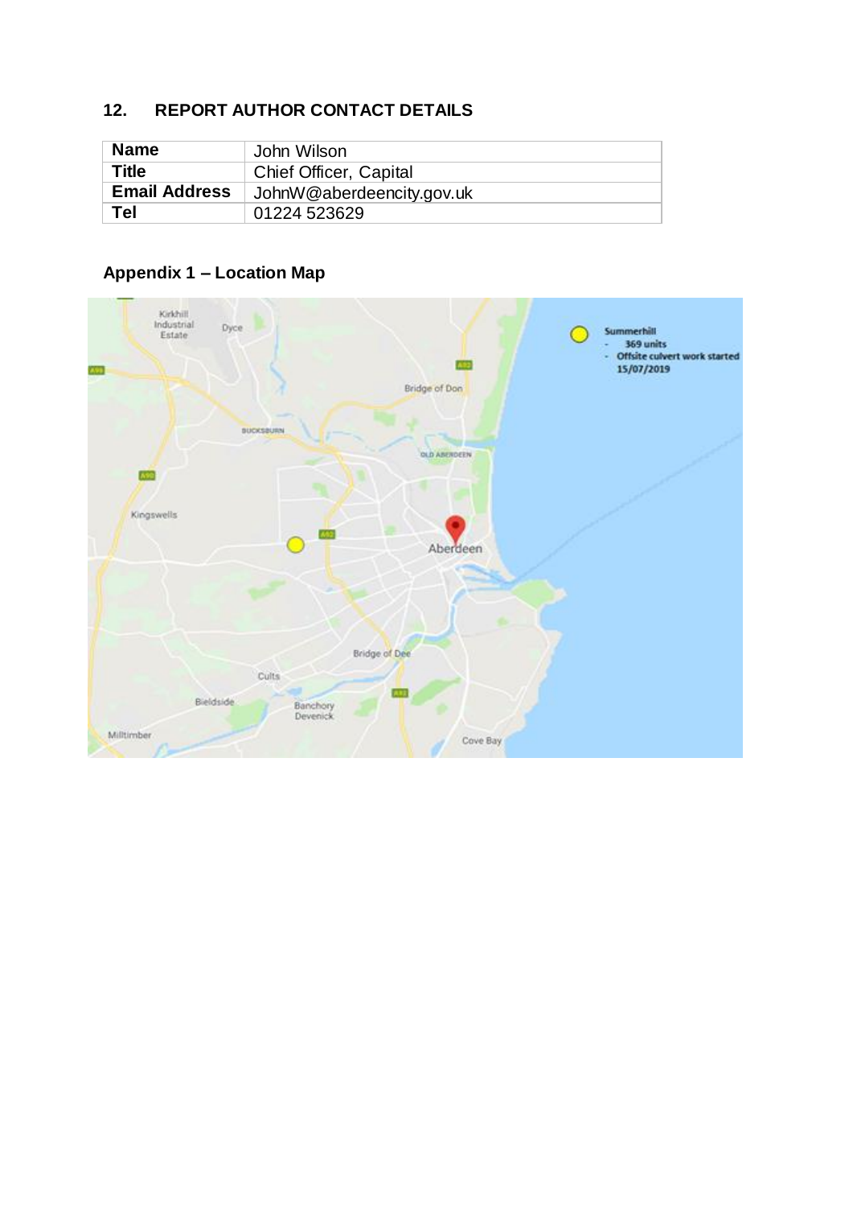## 12. REPORT AUTHOR CONTACT DETAILS

| Name | John Wilson |
|---|---|
| Title | Chief Officer, Capital |
| Email Address | JohnW@aberdeencity.gov.uk |
| Tel | 01224 523629 |

### Appendix 1 – Location Map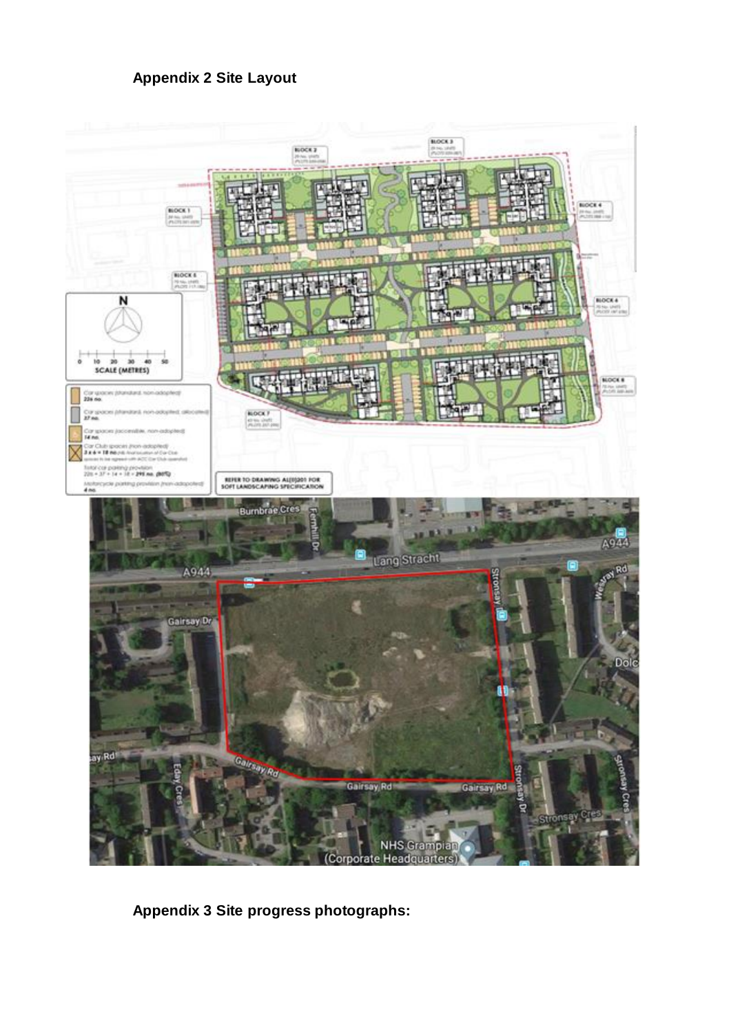**Appendix 2 Site Layout**

**Appendix 3 Site progress photographs:**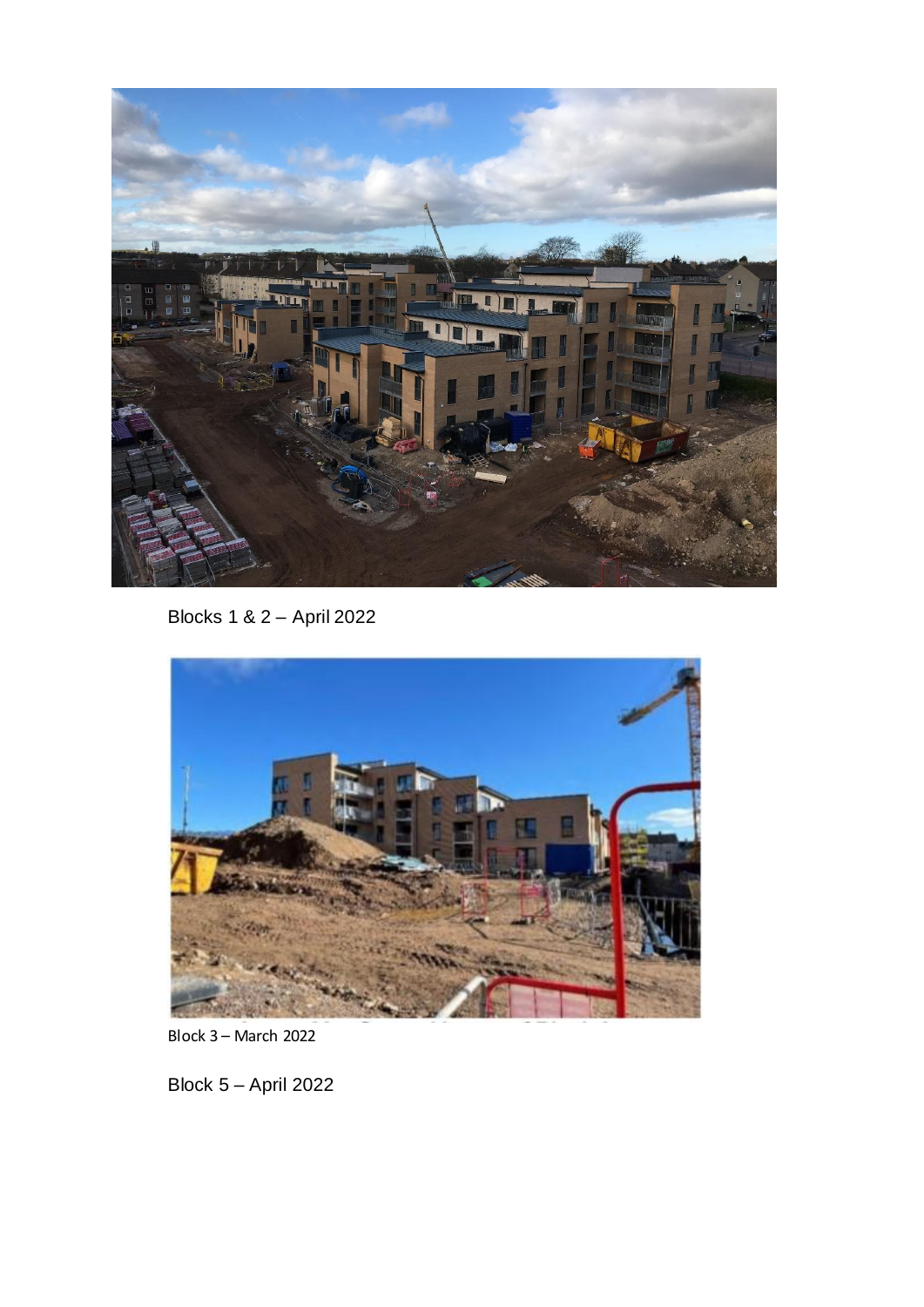Blocks 1 & 2 – April 2022

Block 3 – March 2022

Block 5 – April 2022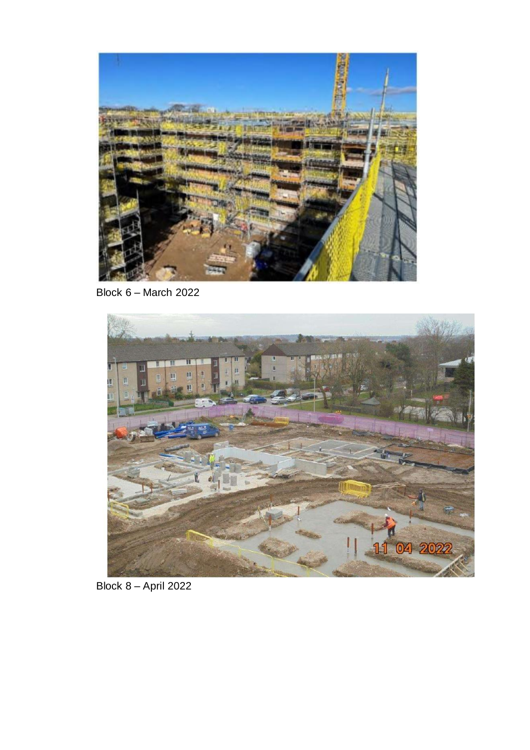Block 6 – March 2022

Block 8 – April 2022